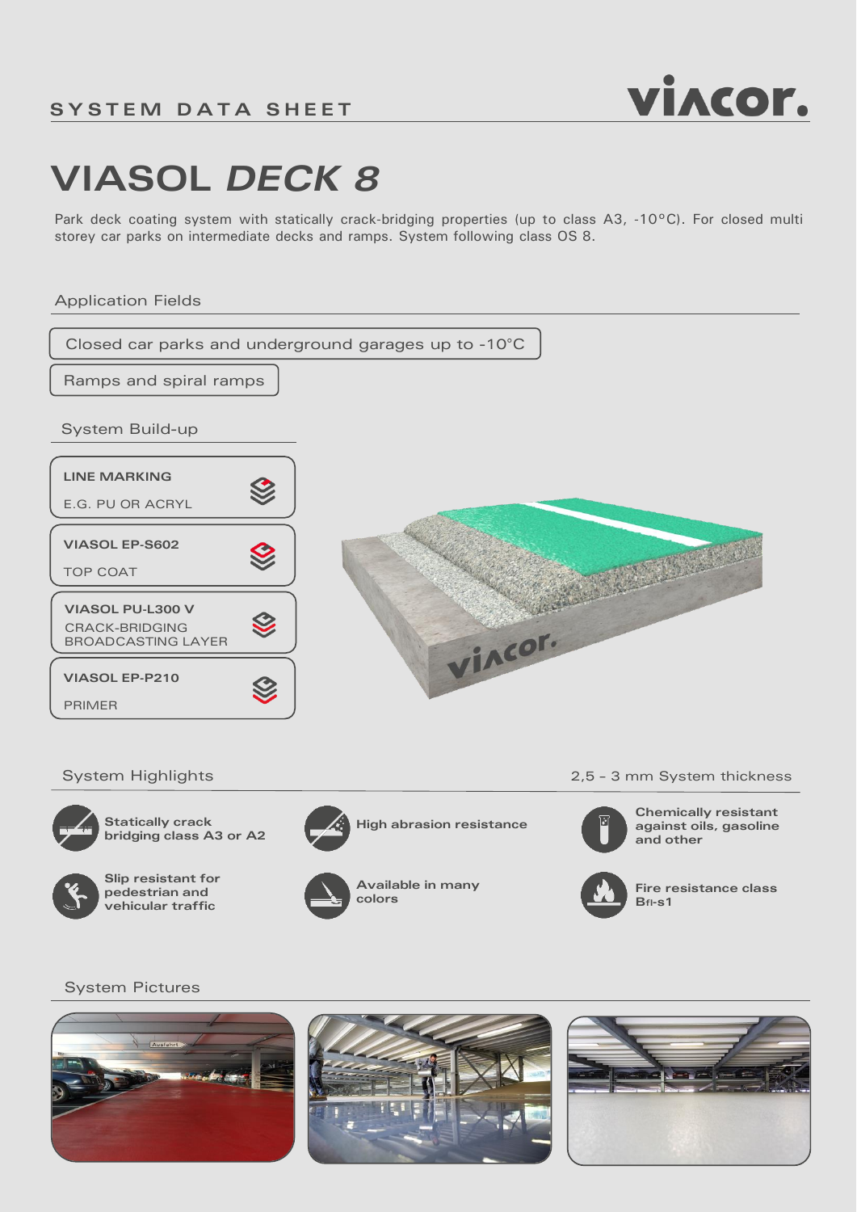SYSTEM DATA SHEET

# VIASOL *DECK 8*

Park deck coating system with statically crack-bridging properties (up to class A3, -10°C). For closed multi storey car parks on intermediate decks and ramps. System following class OS 8.

## Application Fields

- Closed car parks and underground garages up to -10°C
- Ramps and spiral ramps

## System Build-up

**LINE MARKING**
E.G. PU OR ACRYL

**VIASOL EP-S602**
TOP COAT

**VIASOL PU-L300 V**
CRACK-BRIDGING BROADCASTING LAYER

**VIASOL EP-P210**
PRIMER

## System Highlights

2,5 – 3 mm System thickness

- **Statically crack bridging class A3 or A2**
- **High abrasion resistance**
- **Chemically resistant against oils, gasoline and other**
- **Slip resistant for pedestrian and vehicular traffic**
- **Available in many colors**
- **Fire resistance class $B_{fl}$-s1**

## System Pictures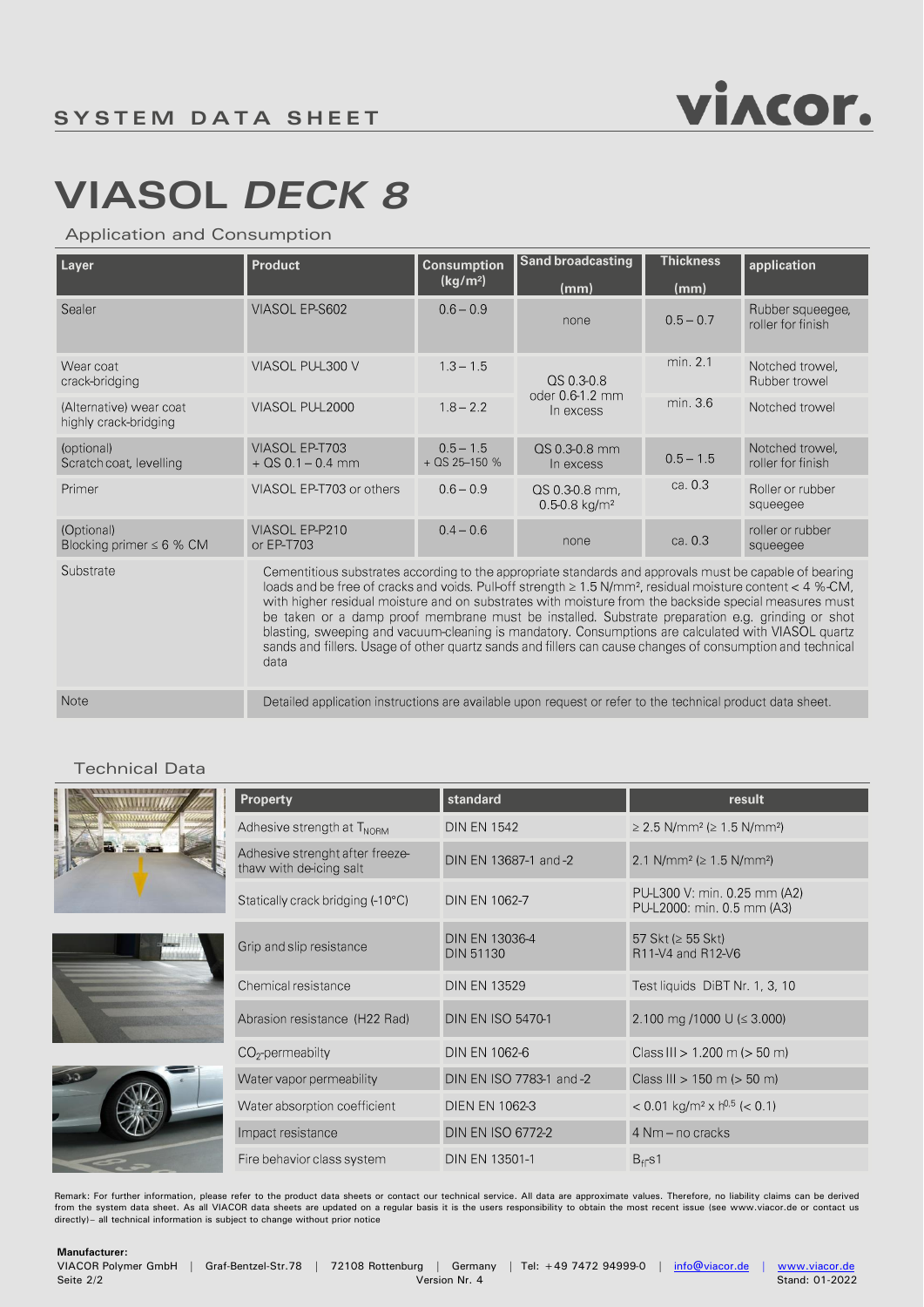# VIASOL *DECK 8*

## Application and Consumption

| Layer | Product | Consumption (kg/m²) | Sand broadcasting (mm) | Thickness (mm) | application |
|---|---|---|---|---|---|
| Sealer | VIASOL EP-S602 | 0.6 – 0.9 | none | 0.5 – 0.7 | Rubber squeegee, roller for finish |
| Wear coat crack-bridging | VIASOL PU-L300 V | 1.3 – 1.5 | QS 0.3-0.8 oder 0.6-1.2 mm In excess | min. 2.1 | Notched trowel, Rubber trowel |
| (Alternative) wear coat highly crack-bridging | VIASOL PU-L2000 | 1.8 – 2.2 | | min. 3.6 | Notched trowel |
| (optional) Scratch coat, levelling | VIASOL EP-T703 + QS 0.1 – 0.4 mm | 0.5 – 1.5 + QS 25–150 % | QS 0.3-0.8 mm In excess | 0.5 – 1.5 | Notched trowel, roller for finish |
| Primer | VIASOL EP-T703 or others | 0.6 – 0.9 | QS 0.3-0.8 mm, 0.5-0.8 kg/m² | ca. 0.3 | Roller or rubber squeegee |
| (Optional) Blocking primer ≤ 6 % CM | VIASOL EP-P210 or EP-T703 | 0.4 – 0.6 | none | ca. 0.3 | roller or rubber squeegee |
| Substrate | Cementitious substrates according to the appropriate standards and approvals must be capable of bearing loads and be free of cracks and voids. Pull-off strength ≥ 1.5 N/mm², residual moisture content < 4 %-CM, with higher residual moisture and on substrates with moisture from the backside special measures must be taken or a damp proof membrane must be installed. Substrate preparation e.g. grinding or shot blasting, sweeping and vacuum-cleaning is mandatory. Consumptions are calculated with VIASOL quartz sands and fillers. Usage of other quartz sands and fillers can cause changes of consumption and technical data | | | | |
| Note | Detailed application instructions are available upon request or refer to the technical product data sheet. | | | | |

## Technical Data

| Property | standard | result |
|---|---|---|
| Adhesive strength at $T_{NORM}$ | DIN EN 1542 | ≥ 2.5 N/mm² (≥ 1.5 N/mm²) |
| Adhesive strenght after freeze-thaw with de-icing salt | DIN EN 13687-1 and -2 | 2.1 N/mm² (≥ 1.5 N/mm²) |
| Statically crack bridging (-10°C) | DIN EN 1062-7 | PU-L300 V: min. 0.25 mm (A2)<br>PU-L2000: min. 0.5 mm (A3) |
| Grip and slip resistance | DIN EN 13036-4<br>DIN 51130 | 57 Skt (≥ 55 Skt)<br>R11-V4 and R12-V6 |
| Chemical resistance | DIN EN 13529 | Test liquids DiBT Nr. 1, 3, 10 |
| Abrasion resistance (H22 Rad) | DIN EN ISO 5470-1 | 2.100 mg /1000 U (≤ 3.000) |
| $CO_2$-permeabilty | DIN EN 1062-6 | Class III > 1.200 m (> 50 m) |
| Water vapor permeability | DIN EN ISO 7783-1 and -2 | Class III > 150 m (> 50 m) |
| Water absorption coefficient | DIEN EN 1062-3 | < 0.01 kg/m² x $h^{0.5}$ (< 0.1) |
| Impact resistance | DIN EN ISO 6772-2 | 4 Nm – no cracks |
| Fire behavior class system | DIN EN 13501-1 | $B_{fl}$-s1 |

Remark: For further information, please refer to the product data sheets or contact our technical service. All data are approximate values. Therefore, no liability claims can be derived from the system data sheet. As all VIACOR data sheets are updated on a regular basis it is the users responsibility to obtain the most recent issue (see www.viacor.de or contact us directly) – all technical information is subject to change without prior notice

**Manufacturer:**
VIACOR Polymer GmbH | Graf-Bentzel-Str.78 | 72108 Rottenburg | Germany | Tel: +49 7472 94999-0 | info@viacor.de | www.viacor.de
Version Nr. 4 — Stand: 01-2022